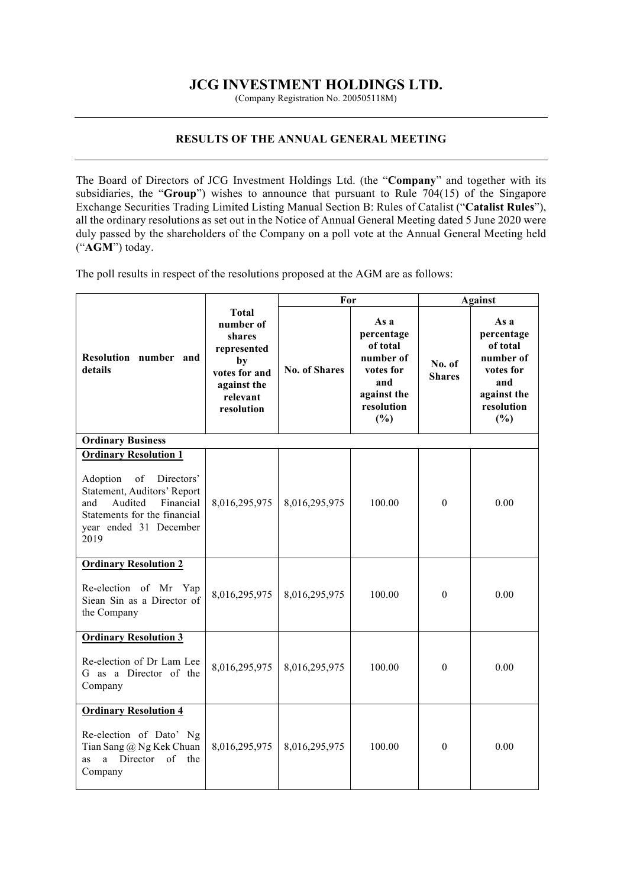# JCG INVESTMENT HOLDINGS LTD.

(Company Registration No. 200505118M)

## RESULTS OF THE ANNUAL GENERAL MEETING

The Board of Directors of JCG Investment Holdings Ltd. (the "**Company**" and together with its subsidiaries, the "**Group**") wishes to announce that pursuant to Rule 704(15) of the Singapore Exchange Securities Trading Limited Listing Manual Section B: Rules of Catalist ("**Catalist Rules**"), all the ordinary resolutions as set out in the Notice of Annual General Meeting dated 5 June 2020 were duly passed by the shareholders of the Company on a poll vote at the Annual General Meeting held ("**AGM**") today.

The poll results in respect of the resolutions proposed at the AGM are as follows:

| Resolution number and details | Total number of shares represented by votes for and against the relevant resolution | For | | Against | |
|---|---|---|---|---|---|
| | | No. of Shares | As a percentage of total number of votes for and against the resolution (%) | No. of Shares | As a percentage of total number of votes for and against the resolution (%) |
| **Ordinary Business** | | | | | |
| **Ordinary Resolution 1**<br><br>Adoption of Directors' Statement, Auditors' Report and Audited Financial Statements for the financial year ended 31 December 2019 | 8,016,295,975 | 8,016,295,975 | 100.00 | 0 | 0.00 |
| **Ordinary Resolution 2**<br><br>Re-election of Mr Yap Siean Sin as a Director of the Company | 8,016,295,975 | 8,016,295,975 | 100.00 | 0 | 0.00 |
| **Ordinary Resolution 3**<br><br>Re-election of Dr Lam Lee G as a Director of the Company | 8,016,295,975 | 8,016,295,975 | 100.00 | 0 | 0.00 |
| **Ordinary Resolution 4**<br><br>Re-election of Dato' Ng Tian Sang @ Ng Kek Chuan as a Director of the Company | 8,016,295,975 | 8,016,295,975 | 100.00 | 0 | 0.00 |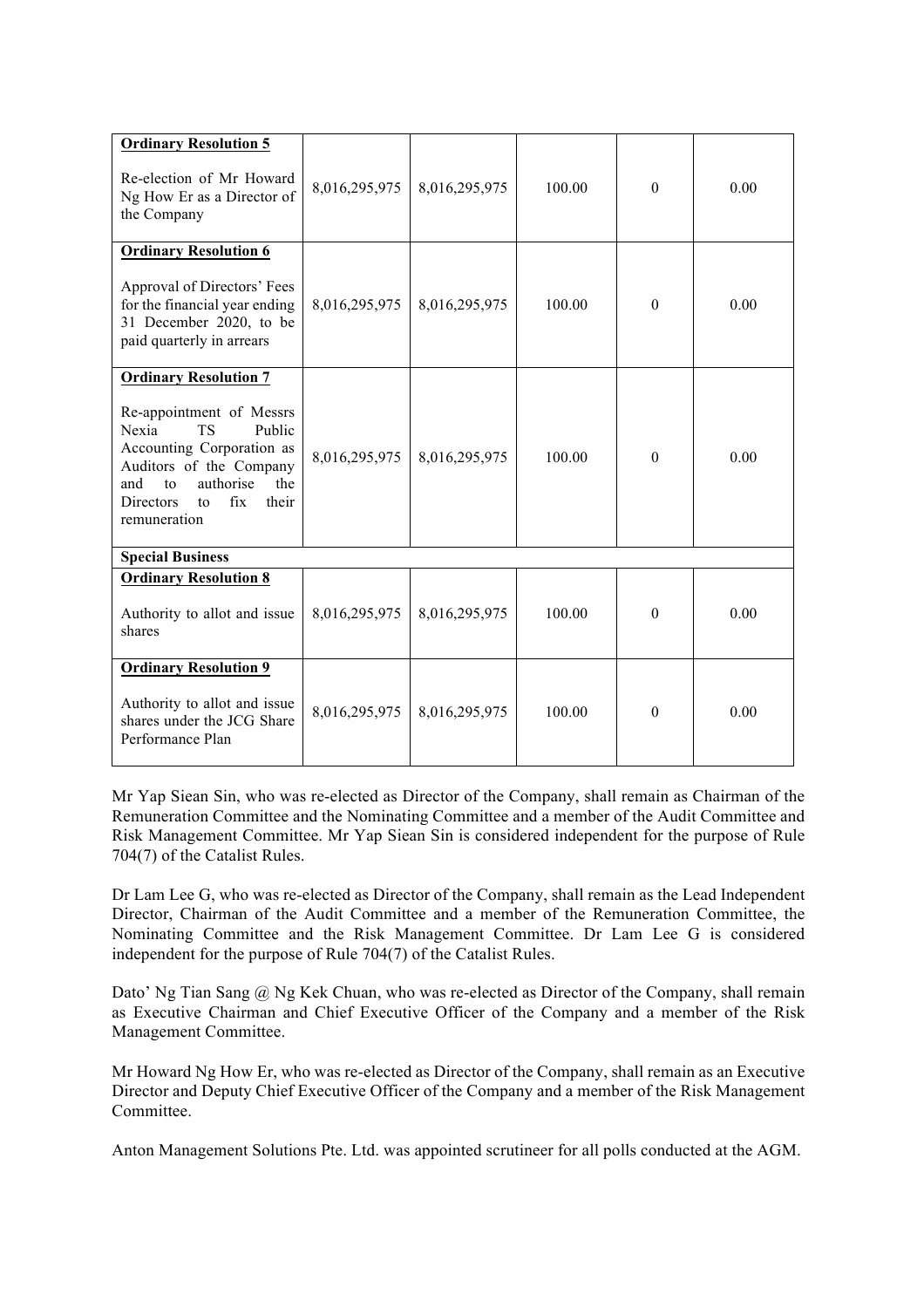| | | | | | |
|---|---|---|---|---|---|
| **Ordinary Resolution 5**<br><br>Re-election of Mr Howard Ng How Er as a Director of the Company | 8,016,295,975 | 8,016,295,975 | 100.00 | 0 | 0.00 |
| **Ordinary Resolution 6**<br><br>Approval of Directors' Fees for the financial year ending 31 December 2020, to be paid quarterly in arrears | 8,016,295,975 | 8,016,295,975 | 100.00 | 0 | 0.00 |
| **Ordinary Resolution 7**<br><br>Re-appointment of Messrs Nexia TS Public Accounting Corporation as Auditors of the Company and to authorise the Directors to fix their remuneration | 8,016,295,975 | 8,016,295,975 | 100.00 | 0 | 0.00 |
| **Special Business** | | | | | |
| **Ordinary Resolution 8**<br><br>Authority to allot and issue shares | 8,016,295,975 | 8,016,295,975 | 100.00 | 0 | 0.00 |
| **Ordinary Resolution 9**<br><br>Authority to allot and issue shares under the JCG Share Performance Plan | 8,016,295,975 | 8,016,295,975 | 100.00 | 0 | 0.00 |

Mr Yap Siean Sin, who was re-elected as Director of the Company, shall remain as Chairman of the Remuneration Committee and the Nominating Committee and a member of the Audit Committee and Risk Management Committee. Mr Yap Siean Sin is considered independent for the purpose of Rule 704(7) of the Catalist Rules.

Dr Lam Lee G, who was re-elected as Director of the Company, shall remain as the Lead Independent Director, Chairman of the Audit Committee and a member of the Remuneration Committee, the Nominating Committee and the Risk Management Committee. Dr Lam Lee G is considered independent for the purpose of Rule 704(7) of the Catalist Rules.

Dato' Ng Tian Sang @ Ng Kek Chuan, who was re-elected as Director of the Company, shall remain as Executive Chairman and Chief Executive Officer of the Company and a member of the Risk Management Committee.

Mr Howard Ng How Er, who was re-elected as Director of the Company, shall remain as an Executive Director and Deputy Chief Executive Officer of the Company and a member of the Risk Management Committee.

Anton Management Solutions Pte. Ltd. was appointed scrutineer for all polls conducted at the AGM.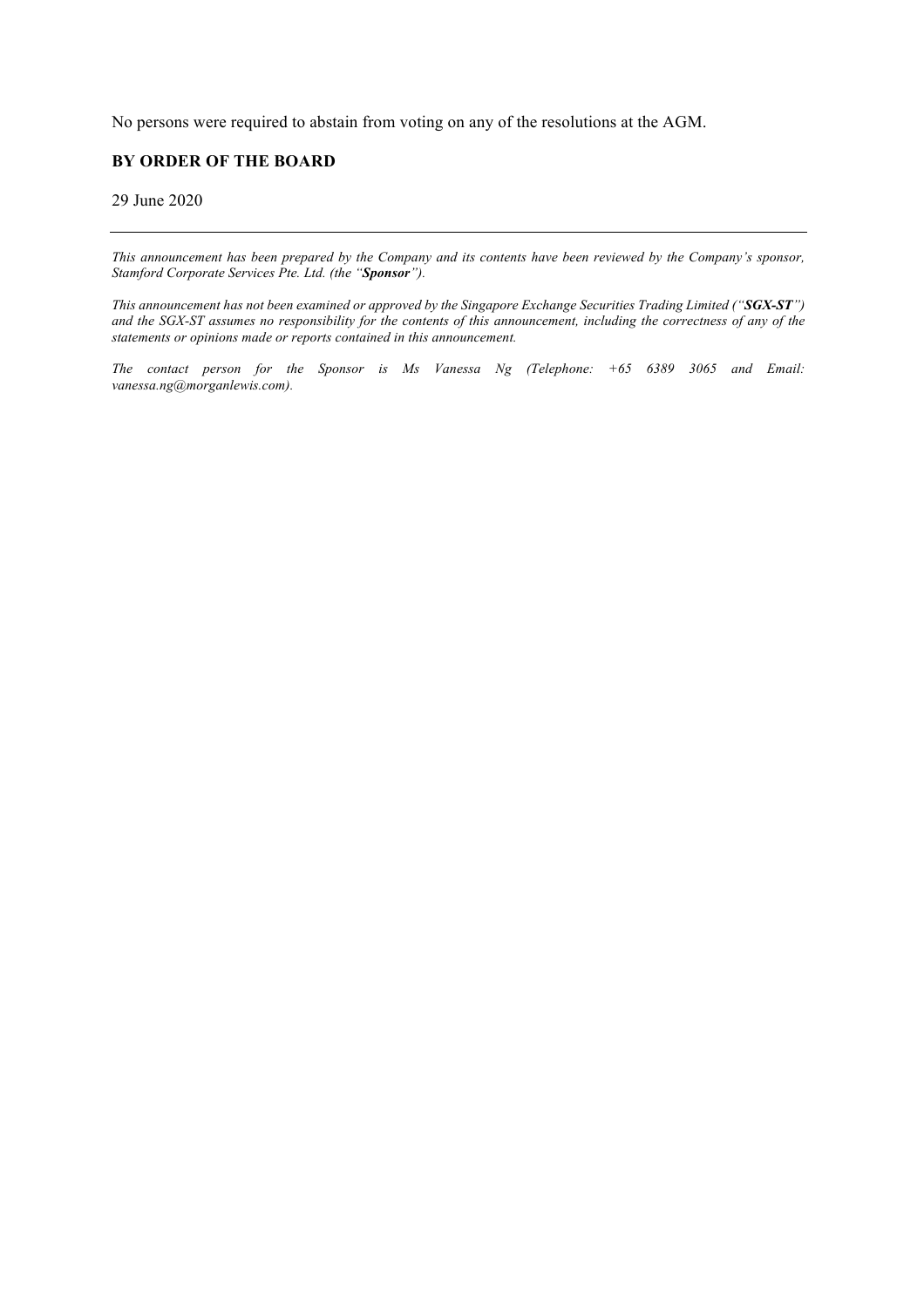No persons were required to abstain from voting on any of the resolutions at the AGM.

**BY ORDER OF THE BOARD**

29 June 2020

---

*This announcement has been prepared by the Company and its contents have been reviewed by the Company's sponsor, Stamford Corporate Services Pte. Ltd. (the "**Sponsor**").*

*This announcement has not been examined or approved by the Singapore Exchange Securities Trading Limited ("**SGX-ST**") and the SGX-ST assumes no responsibility for the contents of this announcement, including the correctness of any of the statements or opinions made or reports contained in this announcement.*

*The contact person for the Sponsor is Ms Vanessa Ng (Telephone: +65 6389 3065 and Email: vanessa.ng@morganlewis.com).*